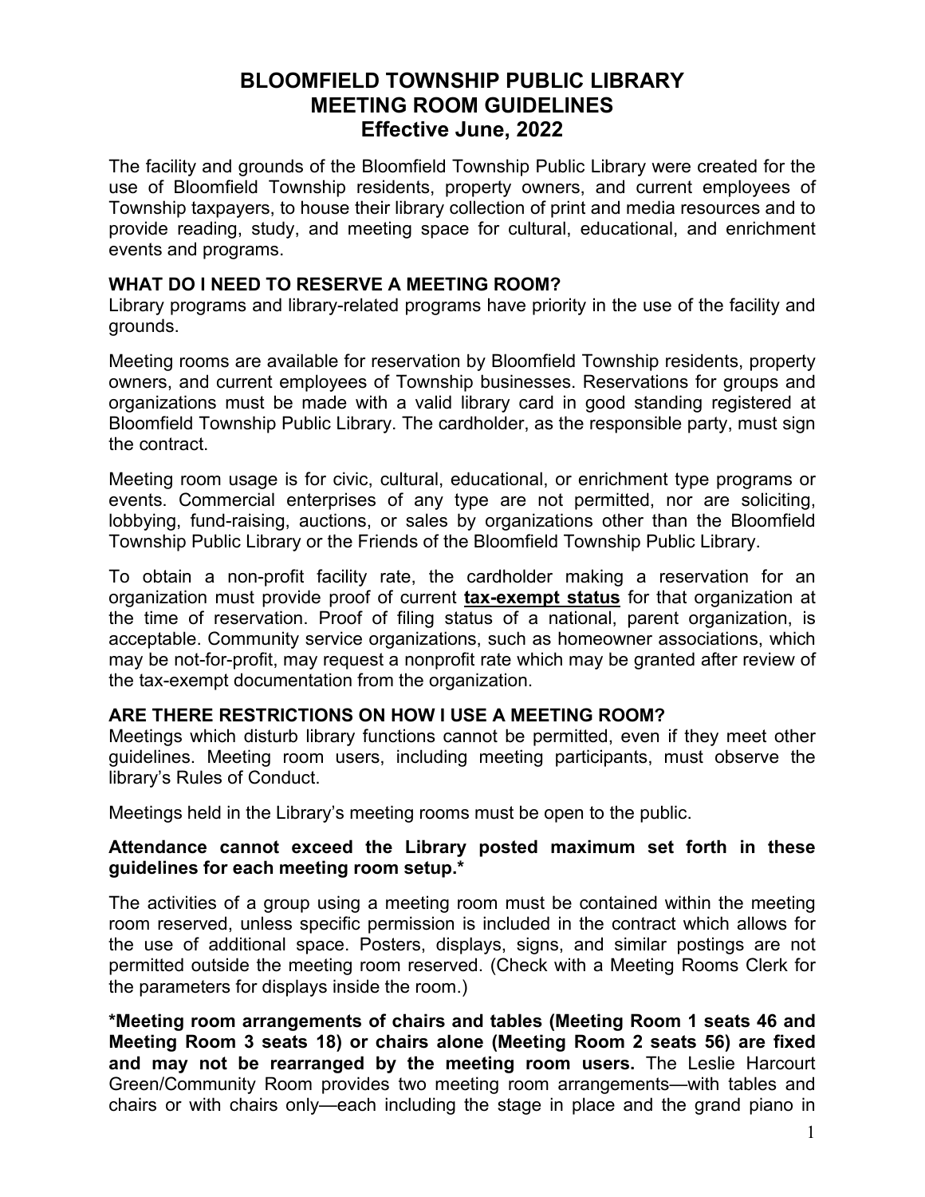# BLOOMFIELD TOWNSHIP PUBLIC LIBRARY
# MEETING ROOM GUIDELINES
# Effective June, 2022

The facility and grounds of the Bloomfield Township Public Library were created for the use of Bloomfield Township residents, property owners, and current employees of Township taxpayers, to house their library collection of print and media resources and to provide reading, study, and meeting space for cultural, educational, and enrichment events and programs.

## WHAT DO I NEED TO RESERVE A MEETING ROOM?

Library programs and library-related programs have priority in the use of the facility and grounds.

Meeting rooms are available for reservation by Bloomfield Township residents, property owners, and current employees of Township businesses. Reservations for groups and organizations must be made with a valid library card in good standing registered at Bloomfield Township Public Library. The cardholder, as the responsible party, must sign the contract.

Meeting room usage is for civic, cultural, educational, or enrichment type programs or events. Commercial enterprises of any type are not permitted, nor are soliciting, lobbying, fund-raising, auctions, or sales by organizations other than the Bloomfield Township Public Library or the Friends of the Bloomfield Township Public Library.

To obtain a non-profit facility rate, the cardholder making a reservation for an organization must provide proof of current **tax-exempt status** for that organization at the time of reservation. Proof of filing status of a national, parent organization, is acceptable. Community service organizations, such as homeowner associations, which may be not-for-profit, may request a nonprofit rate which may be granted after review of the tax-exempt documentation from the organization.

## ARE THERE RESTRICTIONS ON HOW I USE A MEETING ROOM?

Meetings which disturb library functions cannot be permitted, even if they meet other guidelines. Meeting room users, including meeting participants, must observe the library's Rules of Conduct.

Meetings held in the Library's meeting rooms must be open to the public.

**Attendance cannot exceed the Library posted maximum set forth in these guidelines for each meeting room setup.***

The activities of a group using a meeting room must be contained within the meeting room reserved, unless specific permission is included in the contract which allows for the use of additional space. Posters, displays, signs, and similar postings are not permitted outside the meeting room reserved. (Check with a Meeting Rooms Clerk for the parameters for displays inside the room.)

***Meeting room arrangements of chairs and tables (Meeting Room 1 seats 46 and Meeting Room 3 seats 18) or chairs alone (Meeting Room 2 seats 56) are fixed and may not be rearranged by the meeting room users.** The Leslie Harcourt Green/Community Room provides two meeting room arrangements—with tables and chairs or with chairs only—each including the stage in place and the grand piano in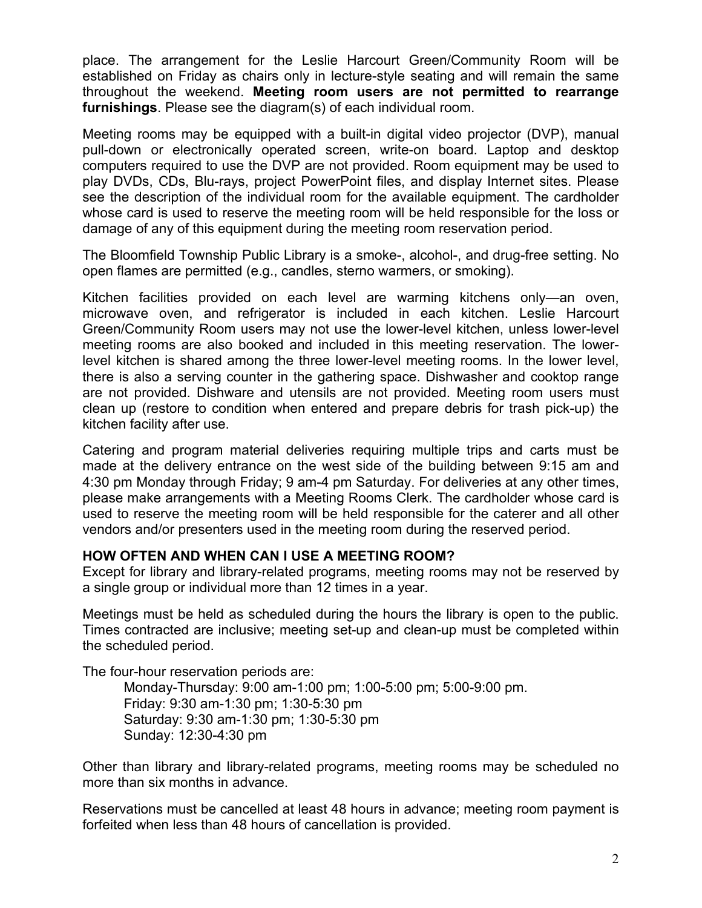place. The arrangement for the Leslie Harcourt Green/Community Room will be established on Friday as chairs only in lecture-style seating and will remain the same throughout the weekend. **Meeting room users are not permitted to rearrange furnishings**. Please see the diagram(s) of each individual room.

Meeting rooms may be equipped with a built-in digital video projector (DVP), manual pull-down or electronically operated screen, write-on board. Laptop and desktop computers required to use the DVP are not provided. Room equipment may be used to play DVDs, CDs, Blu-rays, project PowerPoint files, and display Internet sites. Please see the description of the individual room for the available equipment. The cardholder whose card is used to reserve the meeting room will be held responsible for the loss or damage of any of this equipment during the meeting room reservation period.

The Bloomfield Township Public Library is a smoke-, alcohol-, and drug-free setting. No open flames are permitted (e.g., candles, sterno warmers, or smoking).

Kitchen facilities provided on each level are warming kitchens only—an oven, microwave oven, and refrigerator is included in each kitchen. Leslie Harcourt Green/Community Room users may not use the lower-level kitchen, unless lower-level meeting rooms are also booked and included in this meeting reservation. The lower-level kitchen is shared among the three lower-level meeting rooms. In the lower level, there is also a serving counter in the gathering space. Dishwasher and cooktop range are not provided. Dishware and utensils are not provided. Meeting room users must clean up (restore to condition when entered and prepare debris for trash pick-up) the kitchen facility after use.

Catering and program material deliveries requiring multiple trips and carts must be made at the delivery entrance on the west side of the building between 9:15 am and 4:30 pm Monday through Friday; 9 am-4 pm Saturday. For deliveries at any other times, please make arrangements with a Meeting Rooms Clerk. The cardholder whose card is used to reserve the meeting room will be held responsible for the caterer and all other vendors and/or presenters used in the meeting room during the reserved period.

**HOW OFTEN AND WHEN CAN I USE A MEETING ROOM?**

Except for library and library-related programs, meeting rooms may not be reserved by a single group or individual more than 12 times in a year.

Meetings must be held as scheduled during the hours the library is open to the public. Times contracted are inclusive; meeting set-up and clean-up must be completed within the scheduled period.

The four-hour reservation periods are:

Monday-Thursday: 9:00 am-1:00 pm; 1:00-5:00 pm; 5:00-9:00 pm.
Friday: 9:30 am-1:30 pm; 1:30-5:30 pm
Saturday: 9:30 am-1:30 pm; 1:30-5:30 pm
Sunday: 12:30-4:30 pm

Other than library and library-related programs, meeting rooms may be scheduled no more than six months in advance.

Reservations must be cancelled at least 48 hours in advance; meeting room payment is forfeited when less than 48 hours of cancellation is provided.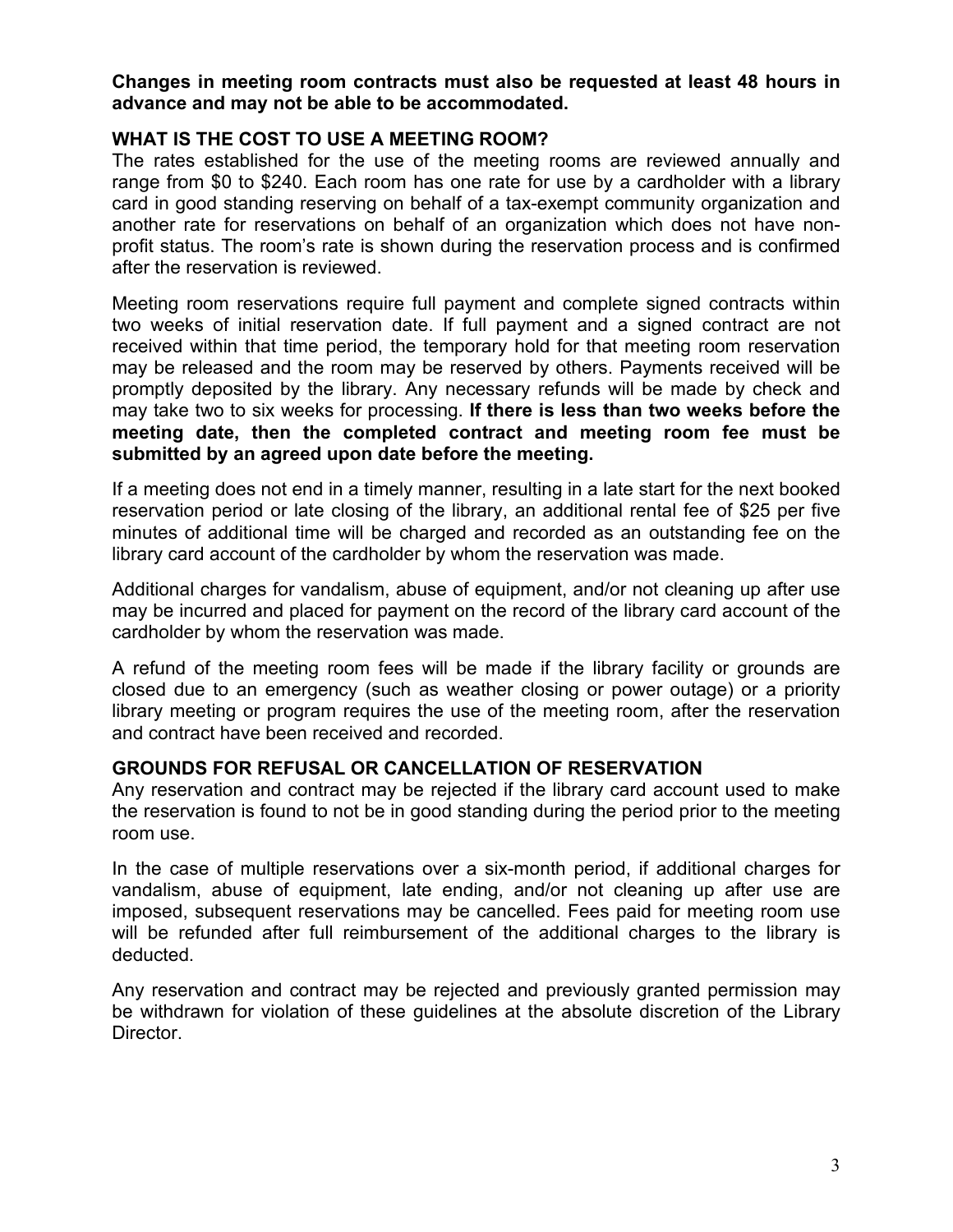**Changes in meeting room contracts must also be requested at least 48 hours in advance and may not be able to be accommodated.**

## WHAT IS THE COST TO USE A MEETING ROOM?

The rates established for the use of the meeting rooms are reviewed annually and range from $0 to $240. Each room has one rate for use by a cardholder with a library card in good standing reserving on behalf of a tax-exempt community organization and another rate for reservations on behalf of an organization which does not have non-profit status. The room's rate is shown during the reservation process and is confirmed after the reservation is reviewed.

Meeting room reservations require full payment and complete signed contracts within two weeks of initial reservation date. If full payment and a signed contract are not received within that time period, the temporary hold for that meeting room reservation may be released and the room may be reserved by others. Payments received will be promptly deposited by the library. Any necessary refunds will be made by check and may take two to six weeks for processing. **If there is less than two weeks before the meeting date, then the completed contract and meeting room fee must be submitted by an agreed upon date before the meeting.**

If a meeting does not end in a timely manner, resulting in a late start for the next booked reservation period or late closing of the library, an additional rental fee of $25 per five minutes of additional time will be charged and recorded as an outstanding fee on the library card account of the cardholder by whom the reservation was made.

Additional charges for vandalism, abuse of equipment, and/or not cleaning up after use may be incurred and placed for payment on the record of the library card account of the cardholder by whom the reservation was made.

A refund of the meeting room fees will be made if the library facility or grounds are closed due to an emergency (such as weather closing or power outage) or a priority library meeting or program requires the use of the meeting room, after the reservation and contract have been received and recorded.

## GROUNDS FOR REFUSAL OR CANCELLATION OF RESERVATION

Any reservation and contract may be rejected if the library card account used to make the reservation is found to not be in good standing during the period prior to the meeting room use.

In the case of multiple reservations over a six-month period, if additional charges for vandalism, abuse of equipment, late ending, and/or not cleaning up after use are imposed, subsequent reservations may be cancelled. Fees paid for meeting room use will be refunded after full reimbursement of the additional charges to the library is deducted.

Any reservation and contract may be rejected and previously granted permission may be withdrawn for violation of these guidelines at the absolute discretion of the Library Director.